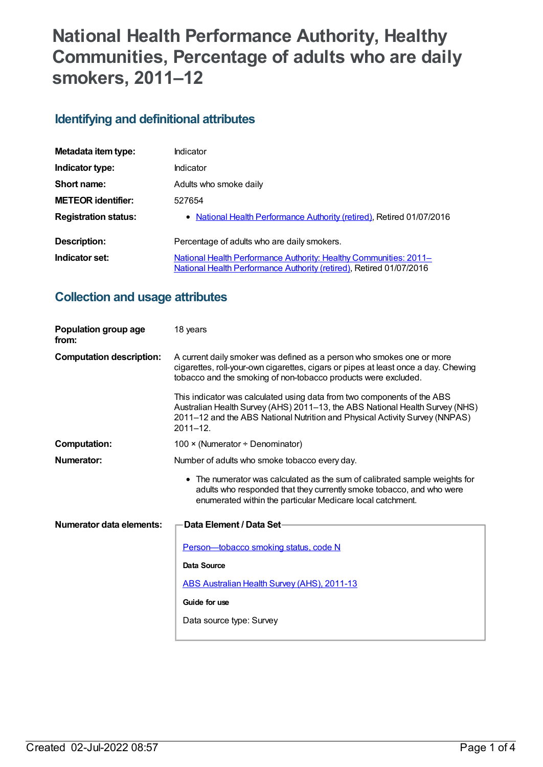# National Health Performance Authority, Healthy Communities, Percentage of adults who are daily smokers, 2011–12

## Identifying and definitional attributes

| | |
|---|---|
| **Metadata item type:** | Indicator |
| **Indicator type:** | Indicator |
| **Short name:** | Adults who smoke daily |
| **METEOR identifier:** | 527654 |
| **Registration status:** | • National Health Performance Authority (retired), Retired 01/07/2016 |
| **Description:** | Percentage of adults who are daily smokers. |
| **Indicator set:** | National Health Performance Authority: Healthy Communities: 2011– National Health Performance Authority (retired), Retired 01/07/2016 |

## Collection and usage attributes

**Population group age from:** 18 years

**Computation description:** A current daily smoker was defined as a person who smokes one or more cigarettes, roll-your-own cigarettes, cigars or pipes at least once a day. Chewing tobacco and the smoking of non-tobacco products were excluded.

This indicator was calculated using data from two components of the ABS Australian Health Survey (AHS) 2011–13, the ABS National Health Survey (NHS) 2011–12 and the ABS National Nutrition and Physical Activity Survey (NNPAS) 2011–12.

**Computation:** 100 × (Numerator ÷ Denominator)

**Numerator:** Number of adults who smoke tobacco every day.

- The numerator was calculated as the sum of calibrated sample weights for adults who responded that they currently smoke tobacco, and who were enumerated within the particular Medicare local catchment.

**Numerator data elements:**

**Data Element / Data Set**

Person—tobacco smoking status, code N

**Data Source**

ABS Australian Health Survey (AHS), 2011-13

**Guide for use**

Data source type: Survey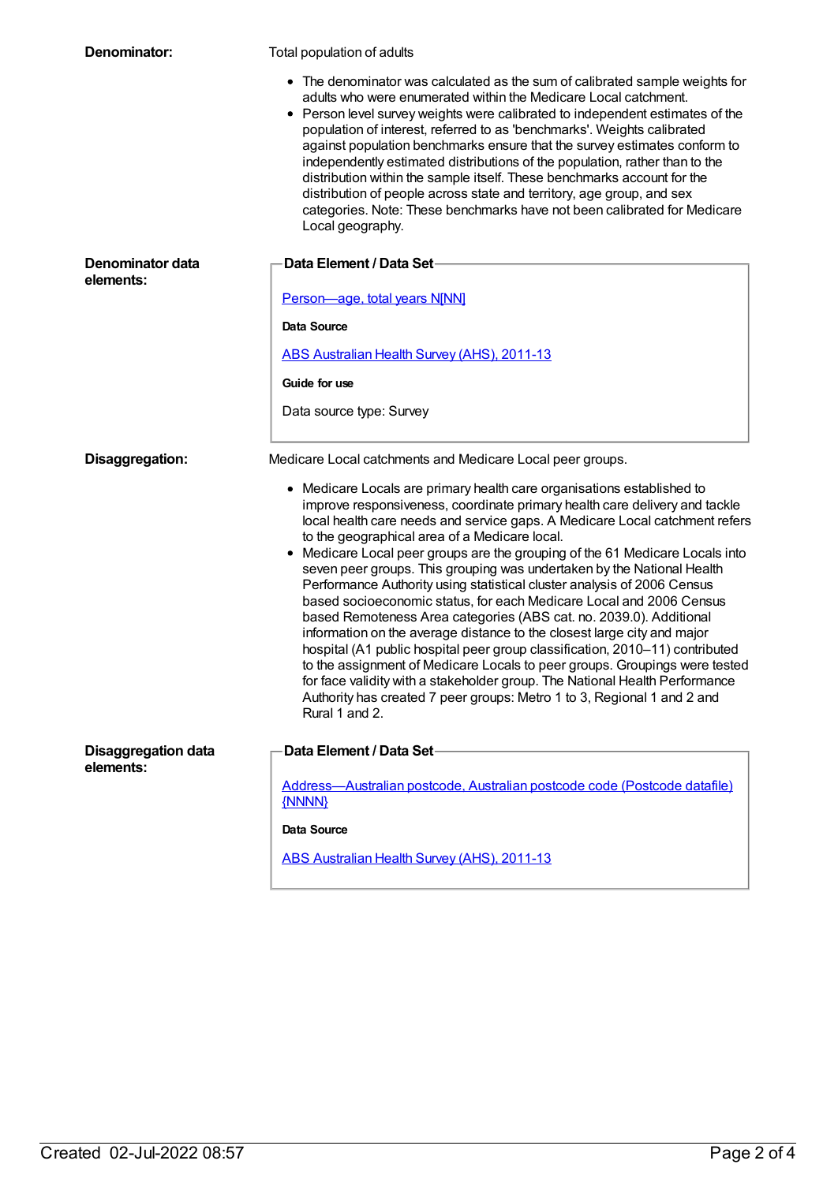**Denominator:**

Total population of adults

- The denominator was calculated as the sum of calibrated sample weights for adults who were enumerated within the Medicare Local catchment.
- Person level survey weights were calibrated to independent estimates of the population of interest, referred to as 'benchmarks'. Weights calibrated against population benchmarks ensure that the survey estimates conform to independently estimated distributions of the population, rather than to the distribution within the sample itself. These benchmarks account for the distribution of people across state and territory, age group, and sex categories. Note: These benchmarks have not been calibrated for Medicare Local geography.

**Denominator data elements:**

**Data Element / Data Set**

Person—age, total years N[NN]

**Data Source**

ABS Australian Health Survey (AHS), 2011-13

**Guide for use**

Data source type: Survey

**Disaggregation:**

Medicare Local catchments and Medicare Local peer groups.

- Medicare Locals are primary health care organisations established to improve responsiveness, coordinate primary health care delivery and tackle local health care needs and service gaps. A Medicare Local catchment refers to the geographical area of a Medicare local.
- Medicare Local peer groups are the grouping of the 61 Medicare Locals into seven peer groups. This grouping was undertaken by the National Health Performance Authority using statistical cluster analysis of 2006 Census based socioeconomic status, for each Medicare Local and 2006 Census based Remoteness Area categories (ABS cat. no. 2039.0). Additional information on the average distance to the closest large city and major hospital (A1 public hospital peer group classification, 2010–11) contributed to the assignment of Medicare Locals to peer groups. Groupings were tested for face validity with a stakeholder group. The National Health Performance Authority has created 7 peer groups: Metro 1 to 3, Regional 1 and 2 and Rural 1 and 2.

**Disaggregation data elements:**

**Data Element / Data Set**

Address—Australian postcode, Australian postcode code (Postcode datafile) {NNNN}

**Data Source**

ABS Australian Health Survey (AHS), 2011-13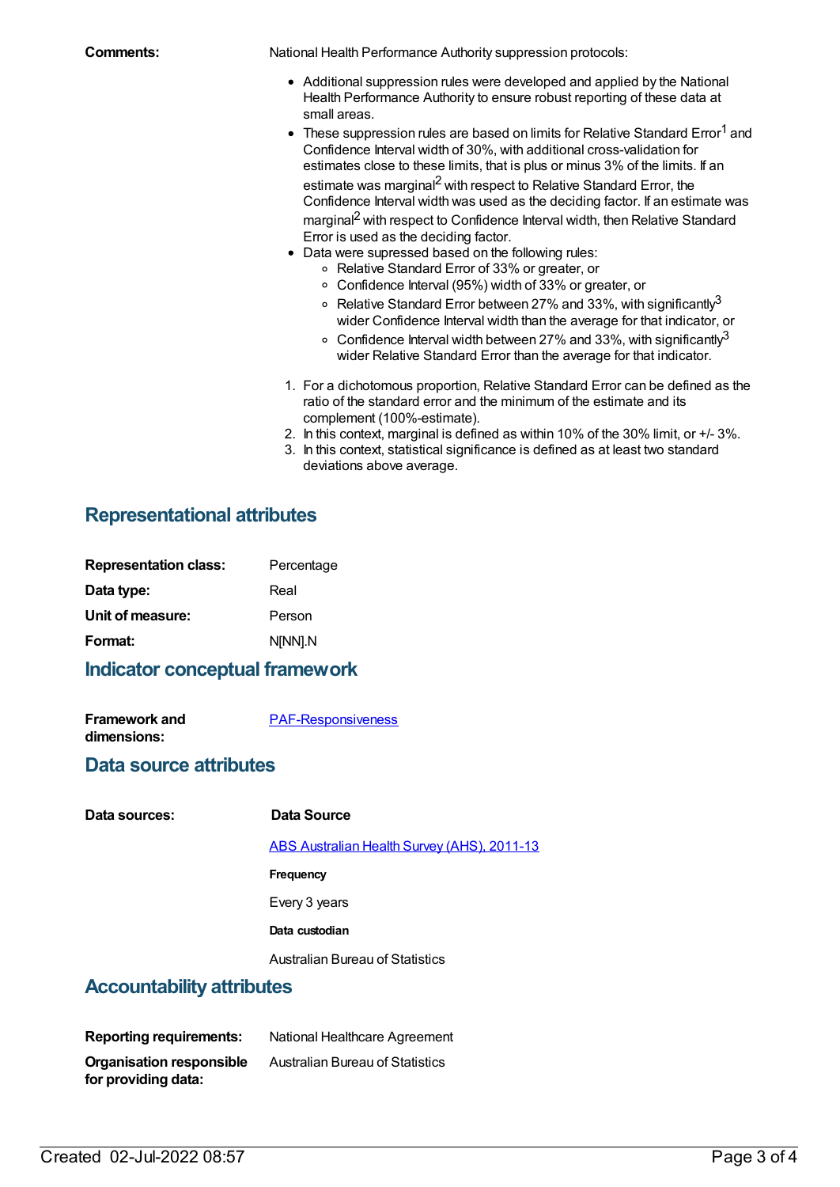**Comments:** National Health Performance Authority suppression protocols:

- Additional suppression rules were developed and applied by the National Health Performance Authority to ensure robust reporting of these data at small areas.
- These suppression rules are based on limits for Relative Standard Error[1] and Confidence Interval width of 30%, with additional cross-validation for estimates close to these limits, that is plus or minus 3% of the limits. If an estimate was marginal[2] with respect to Relative Standard Error, the Confidence Interval width was used as the deciding factor. If an estimate was marginal[2] with respect to Confidence Interval width, then Relative Standard Error is used as the deciding factor.
- Data were supressed based on the following rules:
  - Relative Standard Error of 33% or greater, or
  - Confidence Interval (95%) width of 33% or greater, or
  - Relative Standard Error between 27% and 33%, with significantly[3] wider Confidence Interval width than the average for that indicator, or
  - Confidence Interval width between 27% and 33%, with significantly[3] wider Relative Standard Error than the average for that indicator.

1. For a dichotomous proportion, Relative Standard Error can be defined as the ratio of the standard error and the minimum of the estimate and its complement (100%-estimate).
2. In this context, marginal is defined as within 10% of the 30% limit, or +/- 3%.
3. In this context, statistical significance is defined as at least two standard deviations above average.

## Representational attributes

**Representation class:** Percentage

**Data type:** Real

**Unit of measure:** Person

**Format:** N[NN].N

## Indicator conceptual framework

**Framework and dimensions:** PAF-Responsiveness

## Data source attributes

**Data sources:**

**Data Source**

ABS Australian Health Survey (AHS), 2011-13

**Frequency**

Every 3 years

**Data custodian**

Australian Bureau of Statistics

## Accountability attributes

**Reporting requirements:** National Healthcare Agreement

**Organisation responsible for providing data:** Australian Bureau of Statistics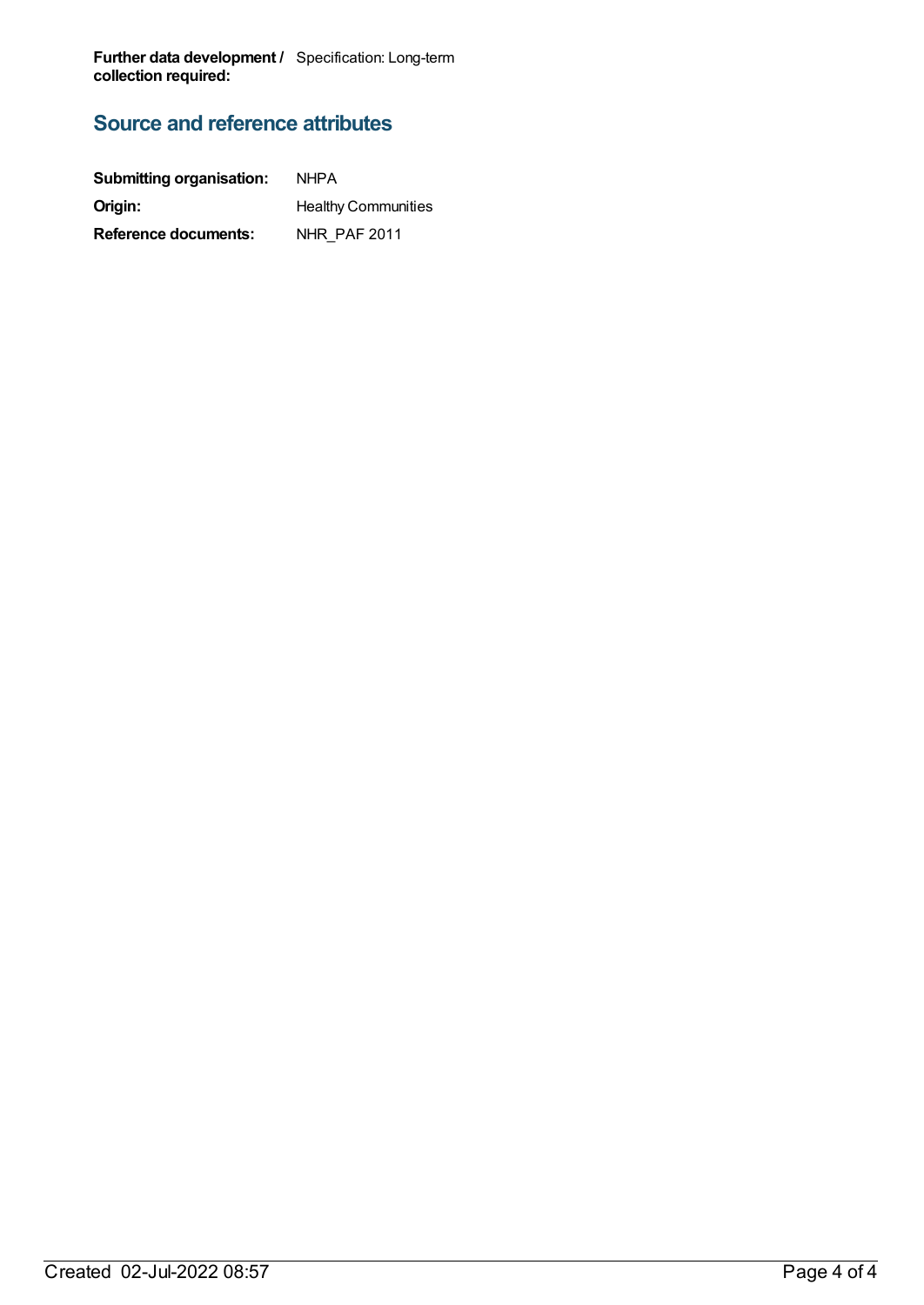**Further data development / collection required:** Specification: Long-term

## Source and reference attributes

**Submitting organisation:** NHPA

**Origin:** Healthy Communities

**Reference documents:** NHR_PAF 2011